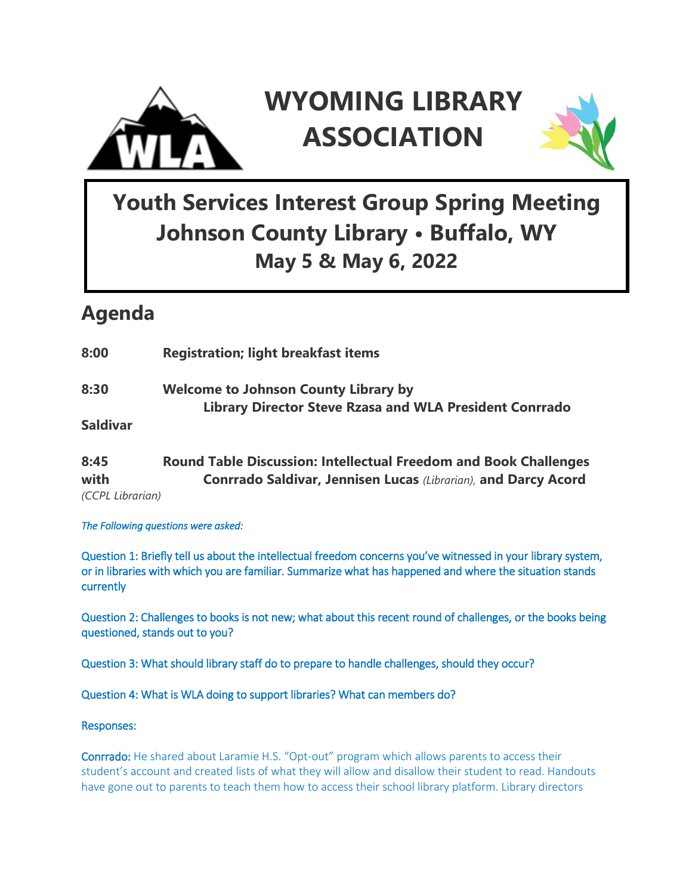# WYOMING LIBRARY ASSOCIATION

## Youth Services Interest Group Spring Meeting
## Johnson County Library • Buffalo, WY
## May 5 & May 6, 2022

## Agenda

**8:00** **Registration; light breakfast items**

**8:30** **Welcome to Johnson County Library by Library Director Steve Rzasa and WLA President Conrrado Saldivar**

**8:45** **Round Table Discussion: Intellectual Freedom and Book Challenges with Conrrado Saldivar, Jennisen Lucas** *(Librarian)*, **and Darcy Acord** *(CCPL Librarian)*

*The Following questions were asked:*

Question 1: Briefly tell us about the intellectual freedom concerns you've witnessed in your library system, or in libraries with which you are familiar. Summarize what has happened and where the situation stands currently

Question 2: Challenges to books is not new; what about this recent round of challenges, or the books being questioned, stands out to you?

Question 3: What should library staff do to prepare to handle challenges, should they occur?

Question 4: What is WLA doing to support libraries? What can members do?

Responses:

Conrrado: He shared about Laramie H.S. "Opt-out" program which allows parents to access their student's account and created lists of what they will allow and disallow their student to read. Handouts have gone out to parents to teach them how to access their school library platform. Library directors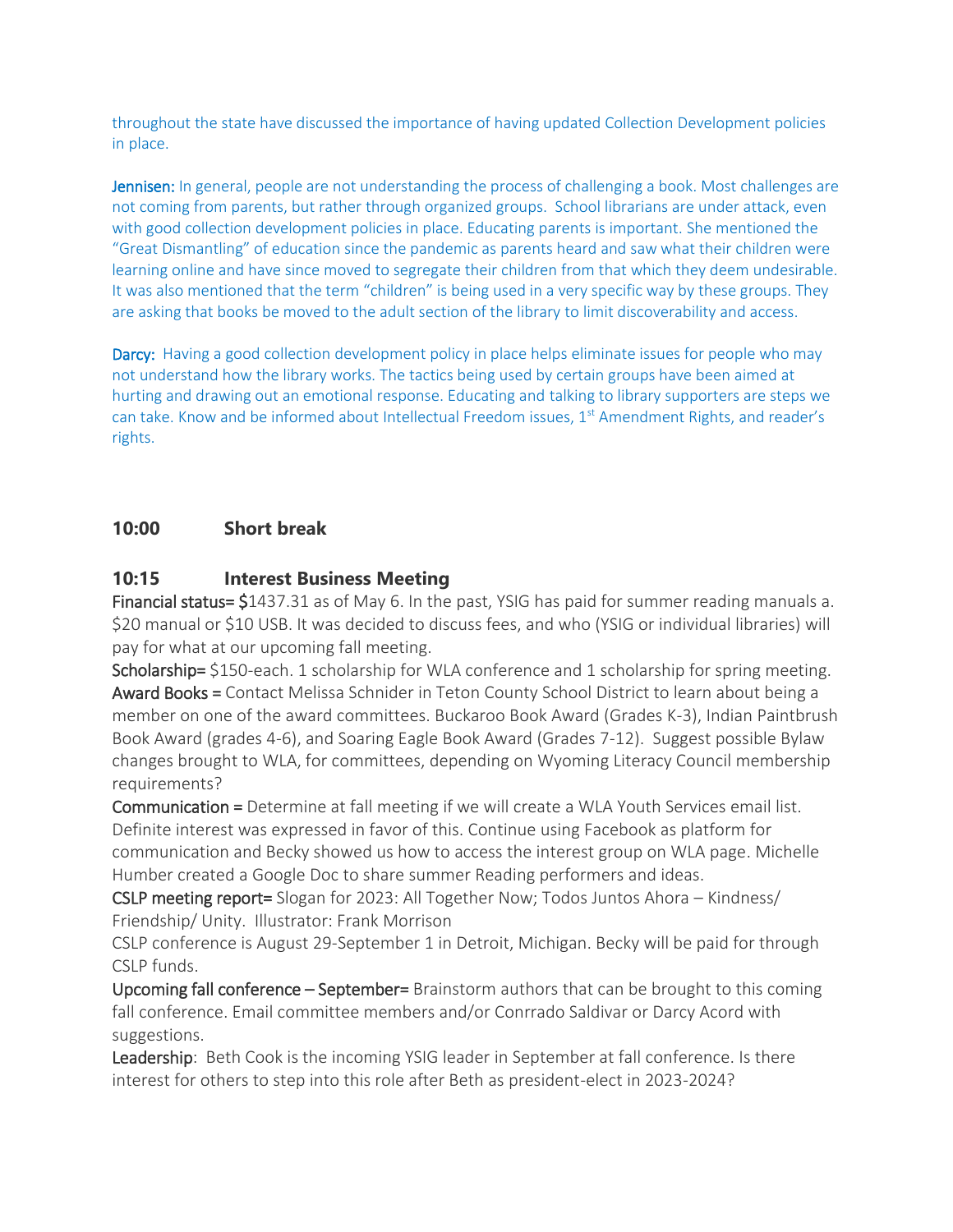throughout the state have discussed the importance of having updated Collection Development policies in place.

**Jennisen:** In general, people are not understanding the process of challenging a book. Most challenges are not coming from parents, but rather through organized groups. School librarians are under attack, even with good collection development policies in place. Educating parents is important. She mentioned the "Great Dismantling" of education since the pandemic as parents heard and saw what their children were learning online and have since moved to segregate their children from that which they deem undesirable. It was also mentioned that the term "children" is being used in a very specific way by these groups. They are asking that books be moved to the adult section of the library to limit discoverability and access.

**Darcy:** Having a good collection development policy in place helps eliminate issues for people who may not understand how the library works. The tactics being used by certain groups have been aimed at hurting and drawing out an emotional response. Educating and talking to library supporters are steps we can take. Know and be informed about Intellectual Freedom issues, 1st Amendment Rights, and reader's rights.

### 10:00 Short break

### 10:15 Interest Business Meeting

**Financial status=** $1437.31 as of May 6. In the past, YSIG has paid for summer reading manuals a. $20 manual or $10 USB. It was decided to discuss fees, and who (YSIG or individual libraries) will pay for what at our upcoming fall meeting.

**Scholarship=** $150-each. 1 scholarship for WLA conference and 1 scholarship for spring meeting.

**Award Books =** Contact Melissa Schnider in Teton County School District to learn about being a member on one of the award committees. Buckaroo Book Award (Grades K-3), Indian Paintbrush Book Award (grades 4-6), and Soaring Eagle Book Award (Grades 7-12). Suggest possible Bylaw changes brought to WLA, for committees, depending on Wyoming Literacy Council membership requirements?

**Communication =** Determine at fall meeting if we will create a WLA Youth Services email list. Definite interest was expressed in favor of this. Continue using Facebook as platform for communication and Becky showed us how to access the interest group on WLA page. Michelle Humber created a Google Doc to share summer Reading performers and ideas.

**CSLP meeting report=** Slogan for 2023: All Together Now; Todos Juntos Ahora – Kindness/ Friendship/ Unity. Illustrator: Frank Morrison

CSLP conference is August 29-September 1 in Detroit, Michigan. Becky will be paid for through CSLP funds.

**Upcoming fall conference – September=** Brainstorm authors that can be brought to this coming fall conference. Email committee members and/or Conrrado Saldivar or Darcy Acord with suggestions.

**Leadership**: Beth Cook is the incoming YSIG leader in September at fall conference. Is there interest for others to step into this role after Beth as president-elect in 2023-2024?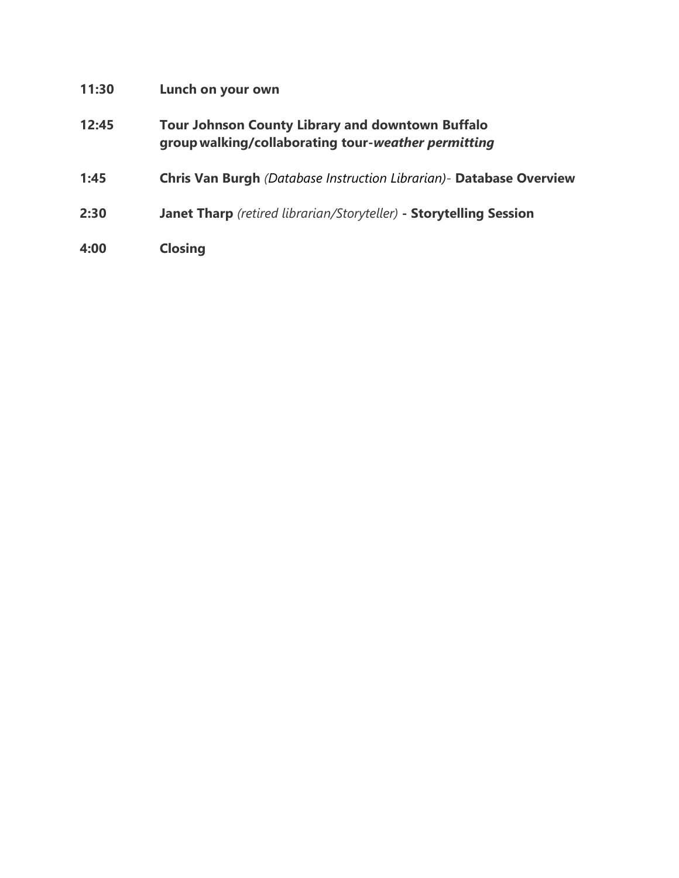**11:30** **Lunch on your own**

**12:45** **Tour Johnson County Library and downtown Buffalo**
**group walking/collaborating tour-*weather permitting***

**1:45** **Chris Van Burgh** *(Database Instruction Librarian)*- **Database Overview**

**2:30** **Janet Tharp** *(retired librarian/Storyteller)* **- Storytelling Session**

**4:00** **Closing**